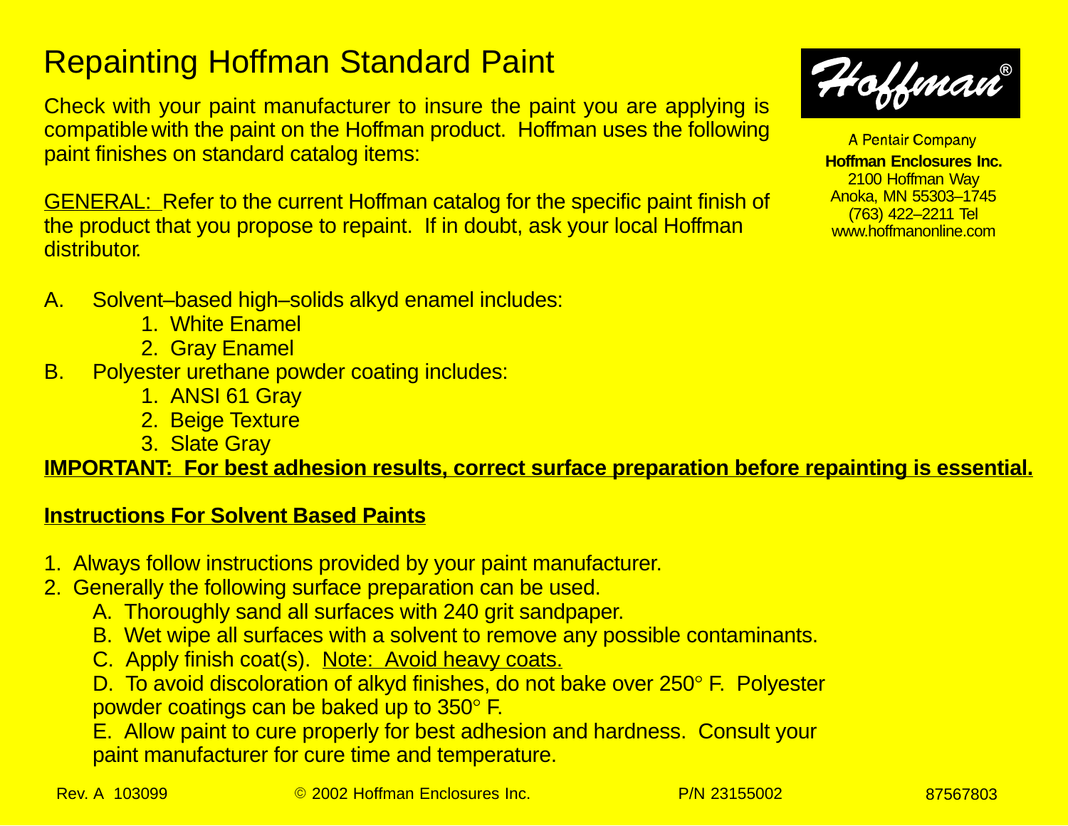# Repainting Hoffman Standard Paint

Hoffman®

A Pentair Company
**Hoffman Enclosures Inc.**
2100 Hoffman Way
Anoka, MN 55303–1745
(763) 422–2211 Tel
www.hoffmanonline.com

Check with your paint manufacturer to insure the paint you are applying is compatible with the paint on the Hoffman product. Hoffman uses the following paint finishes on standard catalog items:

GENERAL: Refer to the current Hoffman catalog for the specific paint finish of the product that you propose to repaint. If in doubt, ask your local Hoffman distributor.

A. Solvent–based high–solids alkyd enamel includes:
   1. White Enamel
   2. Gray Enamel

B. Polyester urethane powder coating includes:
   1. ANSI 61 Gray
   2. Beige Texture
   3. Slate Gray

**IMPORTANT: For best adhesion results, correct surface preparation before repainting is essential.**

## Instructions For Solvent Based Paints

1. Always follow instructions provided by your paint manufacturer.
2. Generally the following surface preparation can be used.
   - A. Thoroughly sand all surfaces with 240 grit sandpaper.
   - B. Wet wipe all surfaces with a solvent to remove any possible contaminants.
   - C. Apply finish coat(s). Note: Avoid heavy coats.
   - D. To avoid discoloration of alkyd finishes, do not bake over 250° F. Polyester powder coatings can be baked up to 350° F.
   - E. Allow paint to cure properly for best adhesion and hardness. Consult your paint manufacturer for cure time and temperature.

Rev. A 103099 © 2002 Hoffman Enclosures Inc. P/N 23155002 87567803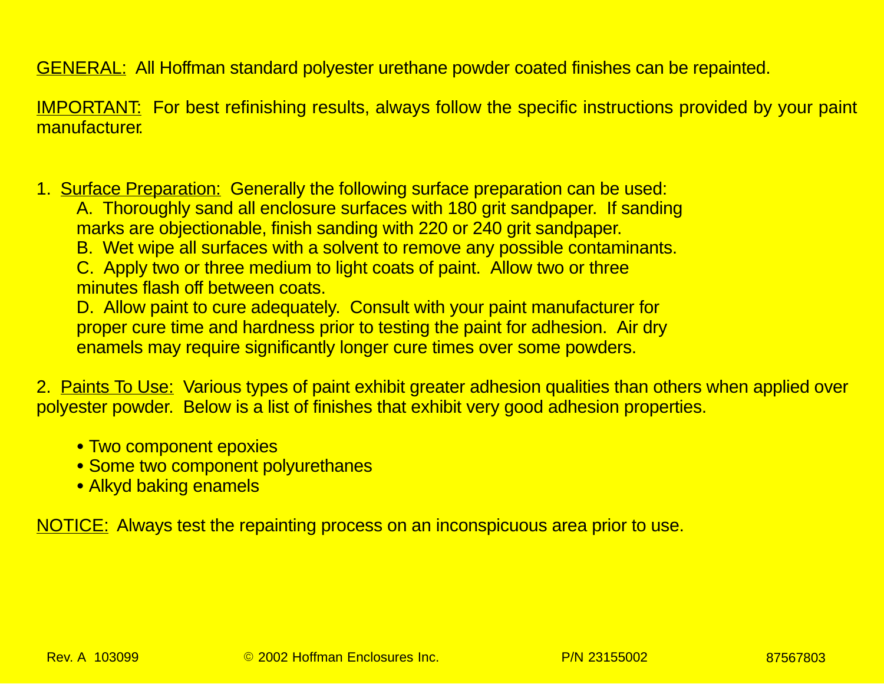GENERAL: All Hoffman standard polyester urethane powder coated finishes can be repainted.

IMPORTANT: For best refinishing results, always follow the specific instructions provided by your paint manufacturer.

1. Surface Preparation: Generally the following surface preparation can be used:

   A. Thoroughly sand all enclosure surfaces with 180 grit sandpaper. If sanding marks are objectionable, finish sanding with 220 or 240 grit sandpaper.

   B. Wet wipe all surfaces with a solvent to remove any possible contaminants.

   C. Apply two or three medium to light coats of paint. Allow two or three minutes flash off between coats.

   D. Allow paint to cure adequately. Consult with your paint manufacturer for proper cure time and hardness prior to testing the paint for adhesion. Air dry enamels may require significantly longer cure times over some powders.

2. Paints To Use: Various types of paint exhibit greater adhesion qualities than others when applied over polyester powder. Below is a list of finishes that exhibit very good adhesion properties.

   - Two component epoxies
   - Some two component polyurethanes
   - Alkyd baking enamels

NOTICE: Always test the repainting process on an inconspicuous area prior to use.

Rev. A 103099 © 2002 Hoffman Enclosures Inc. P/N 23155002 87567803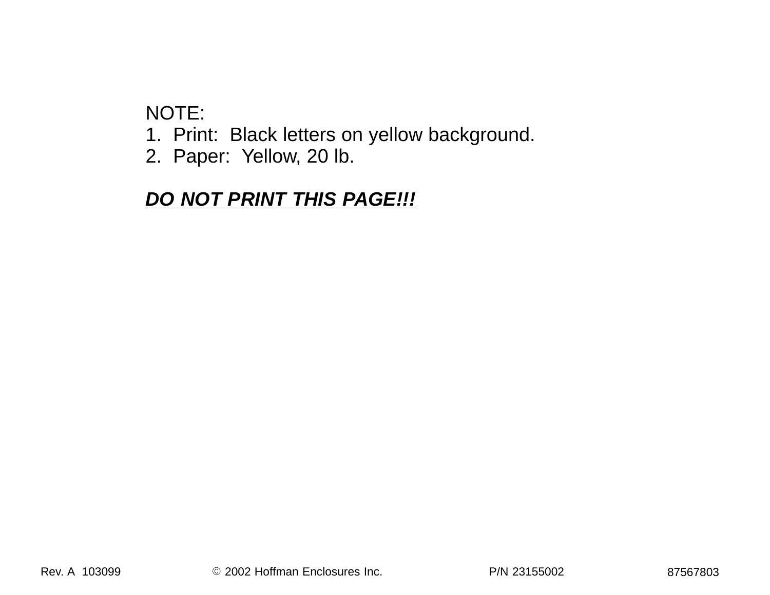NOTE:
1. Print: Black letters on yellow background.
2. Paper: Yellow, 20 lb.

***<u>DO NOT PRINT THIS PAGE!!!</u>***

Rev. A 103099 © 2002 Hoffman Enclosures Inc. P/N 23155002 87567803